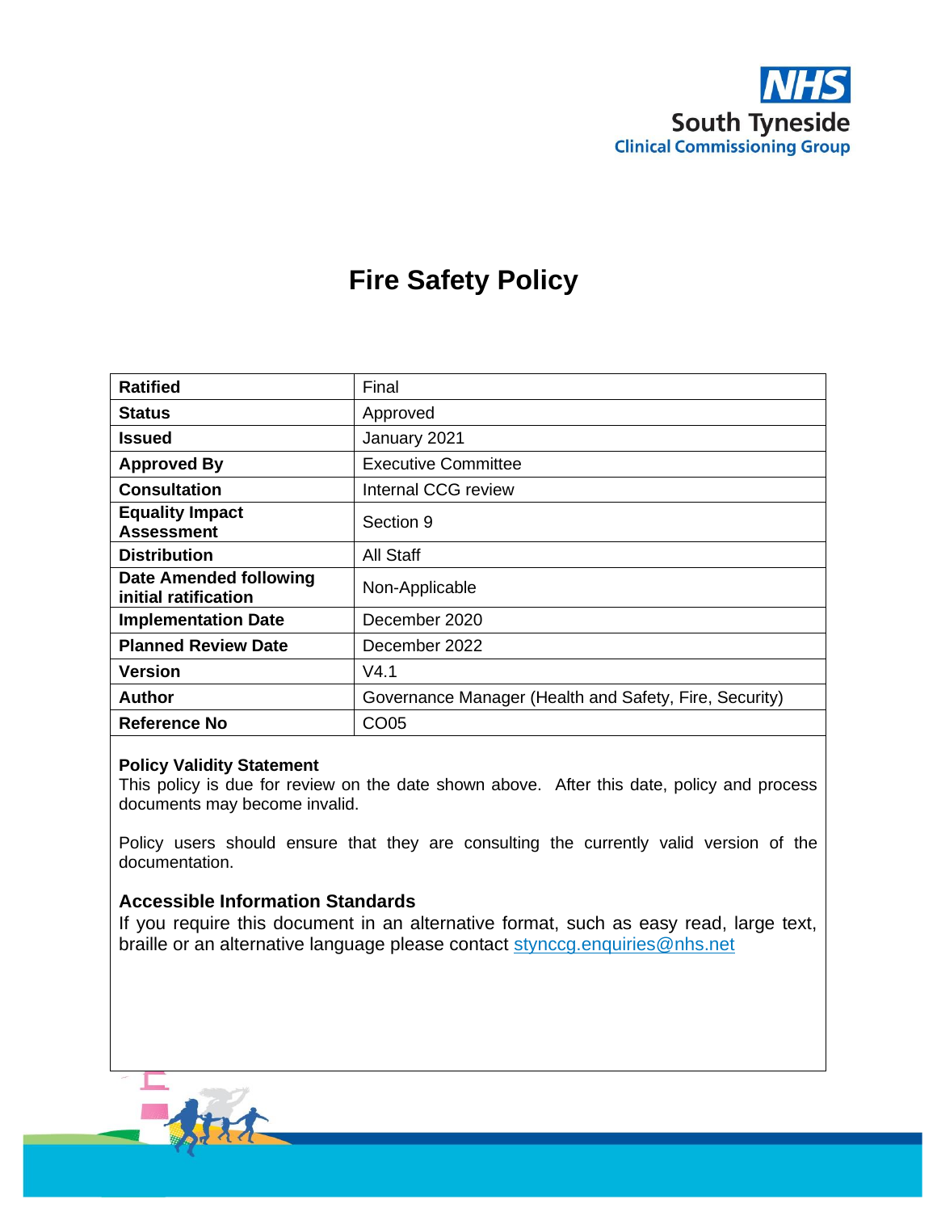NHS
South Tyneside
Clinical Commissioning Group

# Fire Safety Policy

| | |
|---|---|
| **Ratified** | Final |
| **Status** | Approved |
| **Issued** | January 2021 |
| **Approved By** | Executive Committee |
| **Consultation** | Internal CCG review |
| **Equality Impact Assessment** | Section 9 |
| **Distribution** | All Staff |
| **Date Amended following initial ratification** | Non-Applicable |
| **Implementation Date** | December 2020 |
| **Planned Review Date** | December 2022 |
| **Version** | V4.1 |
| **Author** | Governance Manager (Health and Safety, Fire, Security) |
| **Reference No** | CO05 |

**Policy Validity Statement**
This policy is due for review on the date shown above. After this date, policy and process documents may become invalid.

Policy users should ensure that they are consulting the currently valid version of the documentation.

**Accessible Information Standards**
If you require this document in an alternative format, such as easy read, large text, braille or an alternative language please contact stynccg.enquiries@nhs.net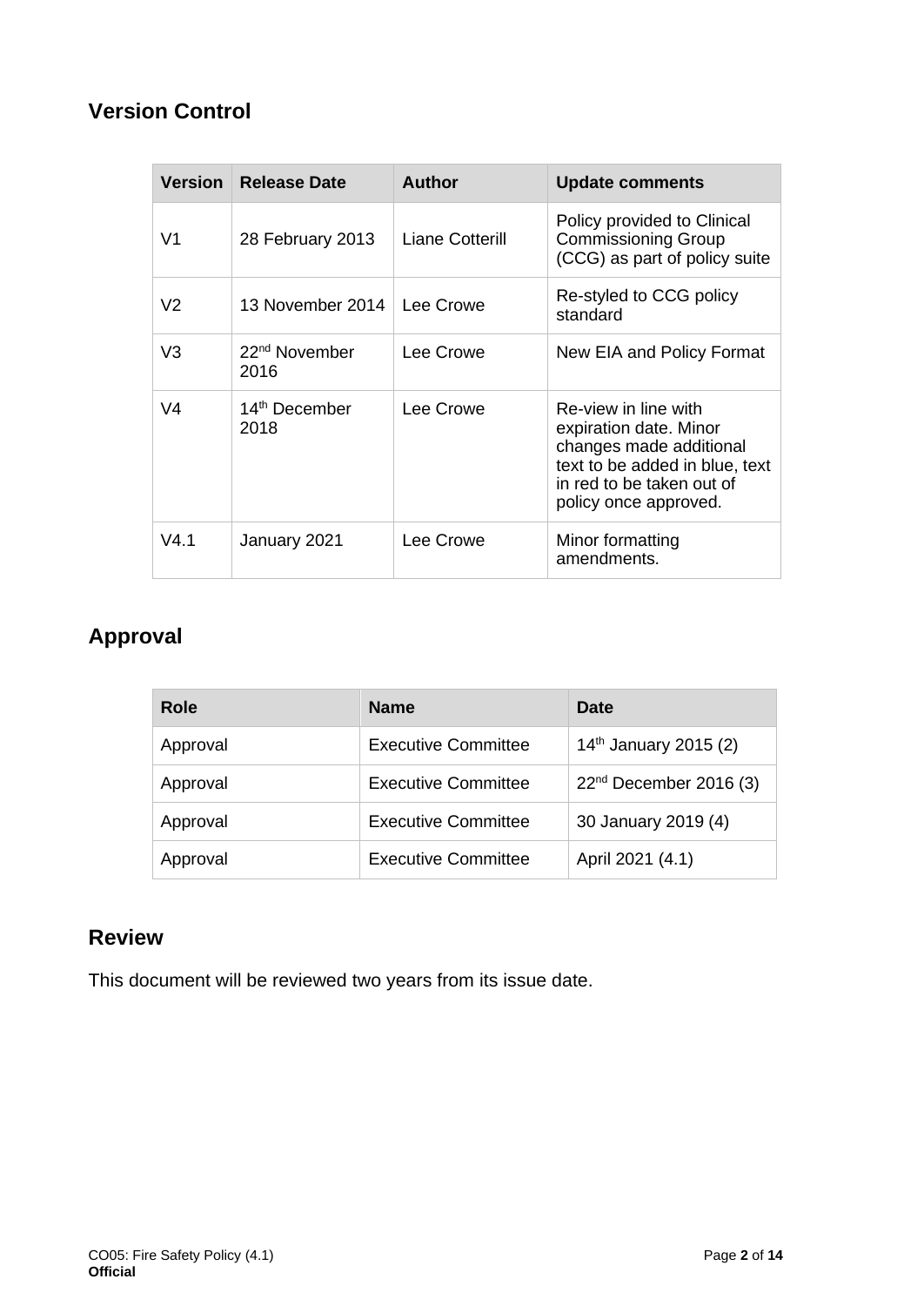## Version Control

| Version | Release Date | Author | Update comments |
| --- | --- | --- | --- |
| V1 | 28 February 2013 | Liane Cotterill | Policy provided to Clinical Commissioning Group (CCG) as part of policy suite |
| V2 | 13 November 2014 | Lee Crowe | Re-styled to CCG policy standard |
| V3 | 22nd November 2016 | Lee Crowe | New EIA and Policy Format |
| V4 | 14th December 2018 | Lee Crowe | Re-view in line with expiration date. Minor changes made additional text to be added in blue, text in red to be taken out of policy once approved. |
| V4.1 | January 2021 | Lee Crowe | Minor formatting amendments. |

## Approval

| Role | Name | Date |
| --- | --- | --- |
| Approval | Executive Committee | 14th January 2015 (2) |
| Approval | Executive Committee | 22nd December 2016 (3) |
| Approval | Executive Committee | 30 January 2019 (4) |
| Approval | Executive Committee | April 2021 (4.1) |

## Review

This document will be reviewed two years from its issue date.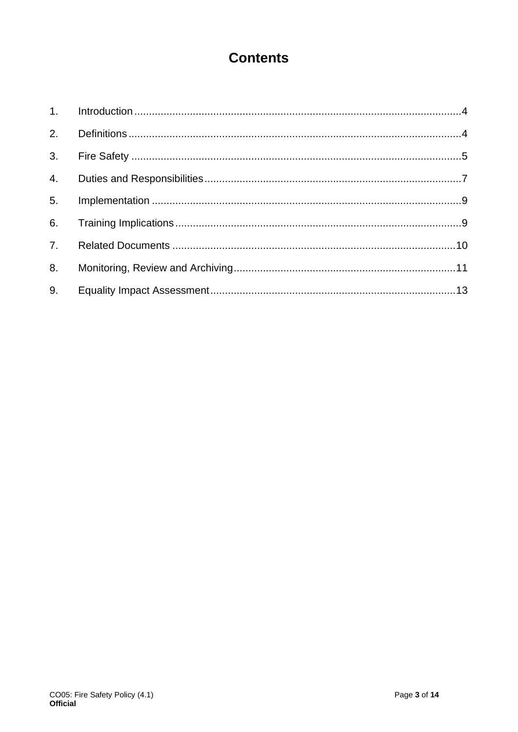# Contents

1. Introduction ....................................................................................................4
2. Definitions ......................................................................................................4
3. Fire Safety ......................................................................................................5
4. Duties and Responsibilities .............................................................................7
5. Implementation ...............................................................................................9
6. Training Implications .......................................................................................9
7. Related Documents .......................................................................................10
8. Monitoring, Review and Archiving ..................................................................11
9. Equality Impact Assessment ..........................................................................13

CO05: Fire Safety Policy (4.1)
**Official**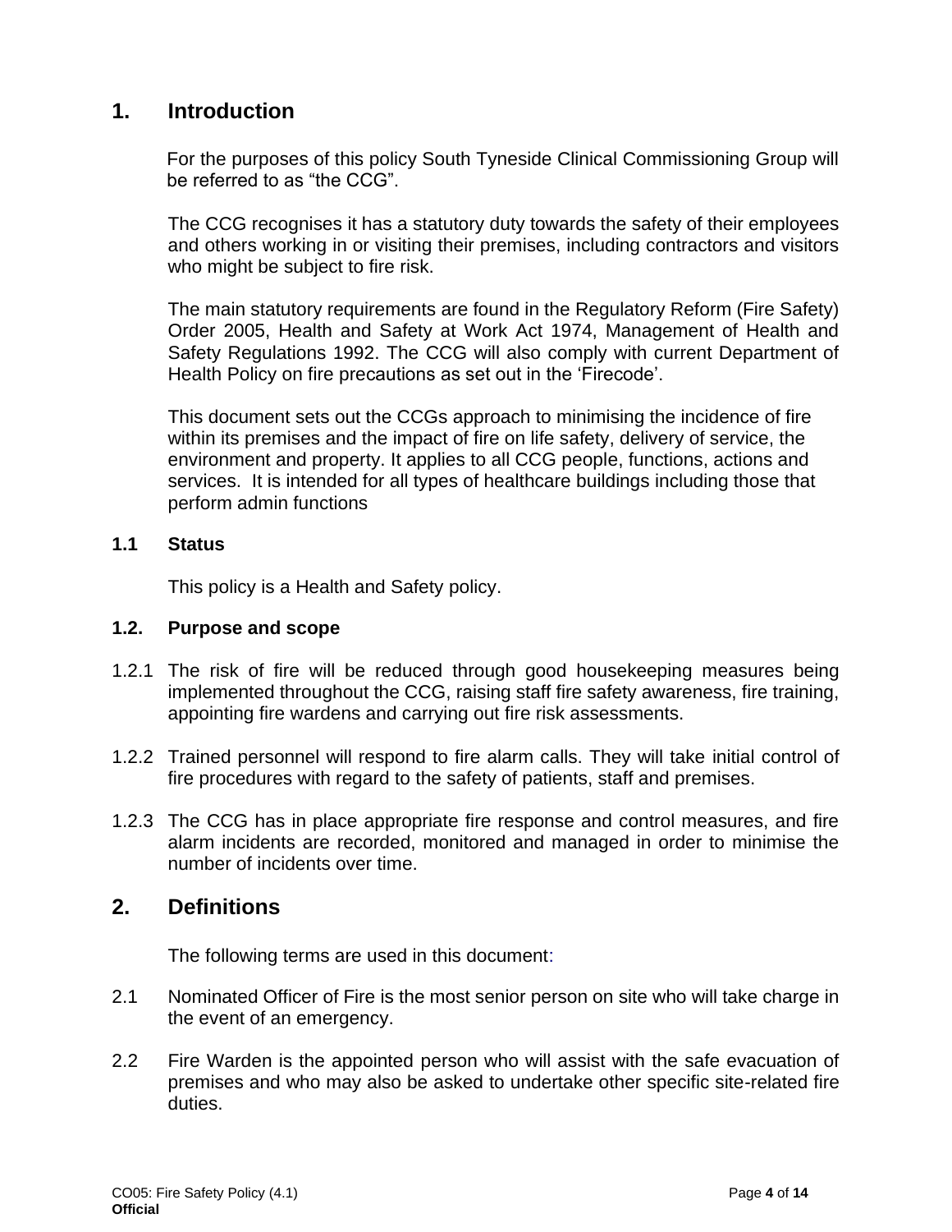## 1. Introduction

For the purposes of this policy South Tyneside Clinical Commissioning Group will be referred to as “the CCG”.

The CCG recognises it has a statutory duty towards the safety of their employees and others working in or visiting their premises, including contractors and visitors who might be subject to fire risk.

The main statutory requirements are found in the Regulatory Reform (Fire Safety) Order 2005, Health and Safety at Work Act 1974, Management of Health and Safety Regulations 1992. The CCG will also comply with current Department of Health Policy on fire precautions as set out in the ‘Firecode’.

This document sets out the CCGs approach to minimising the incidence of fire within its premises and the impact of fire on life safety, delivery of service, the environment and property. It applies to all CCG people, functions, actions and services. It is intended for all types of healthcare buildings including those that perform admin functions

### 1.1 Status

This policy is a Health and Safety policy.

### 1.2. Purpose and scope

1.2.1 The risk of fire will be reduced through good housekeeping measures being implemented throughout the CCG, raising staff fire safety awareness, fire training, appointing fire wardens and carrying out fire risk assessments.

1.2.2 Trained personnel will respond to fire alarm calls. They will take initial control of fire procedures with regard to the safety of patients, staff and premises.

1.2.3 The CCG has in place appropriate fire response and control measures, and fire alarm incidents are recorded, monitored and managed in order to minimise the number of incidents over time.

## 2. Definitions

The following terms are used in this document:

2.1 Nominated Officer of Fire is the most senior person on site who will take charge in the event of an emergency.

2.2 Fire Warden is the appointed person who will assist with the safe evacuation of premises and who may also be asked to undertake other specific site-related fire duties.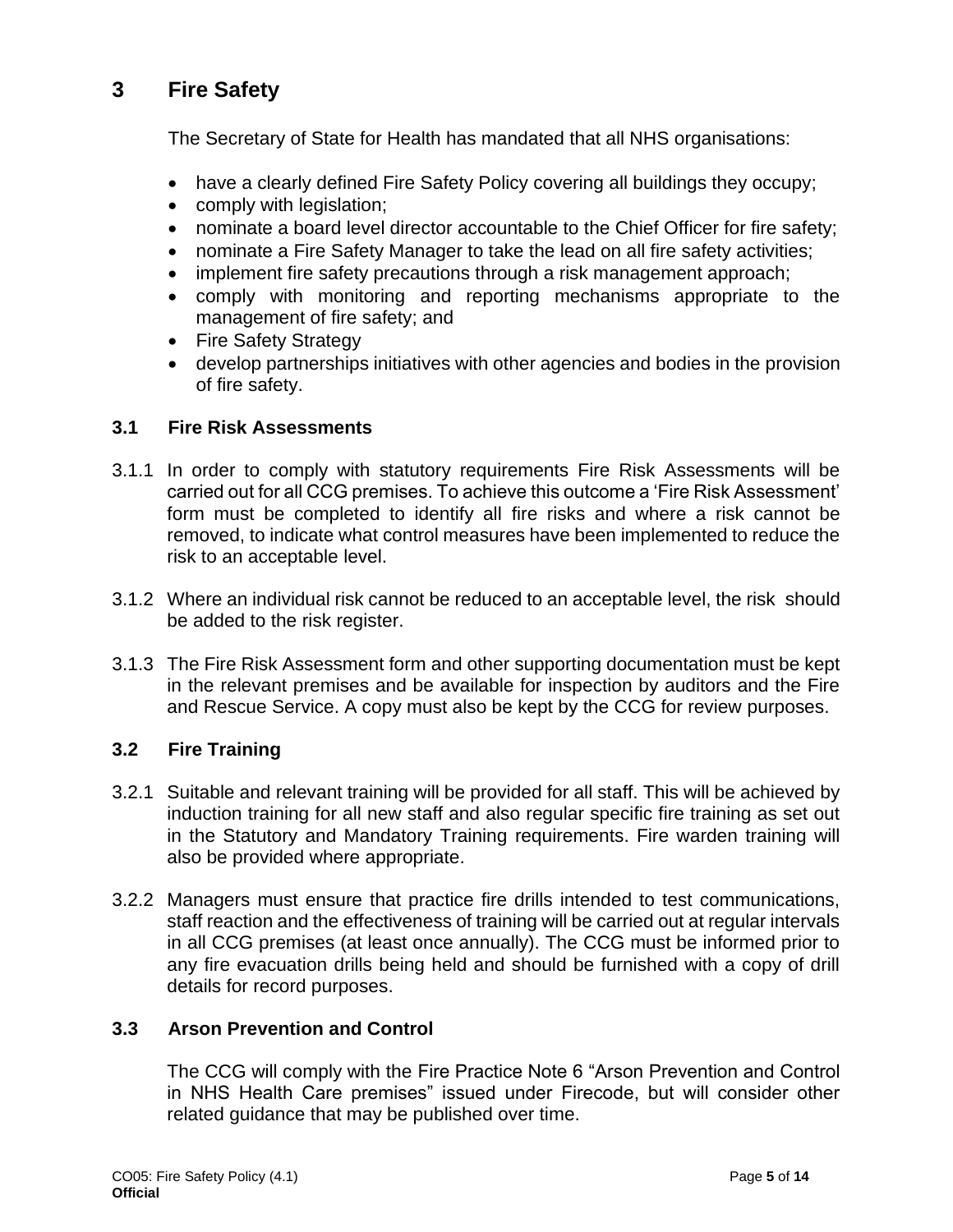# 3 Fire Safety

The Secretary of State for Health has mandated that all NHS organisations:

- have a clearly defined Fire Safety Policy covering all buildings they occupy;
- comply with legislation;
- nominate a board level director accountable to the Chief Officer for fire safety;
- nominate a Fire Safety Manager to take the lead on all fire safety activities;
- implement fire safety precautions through a risk management approach;
- comply with monitoring and reporting mechanisms appropriate to the management of fire safety; and
- Fire Safety Strategy
- develop partnerships initiatives with other agencies and bodies in the provision of fire safety.

## 3.1 Fire Risk Assessments

3.1.1 In order to comply with statutory requirements Fire Risk Assessments will be carried out for all CCG premises. To achieve this outcome a 'Fire Risk Assessment' form must be completed to identify all fire risks and where a risk cannot be removed, to indicate what control measures have been implemented to reduce the risk to an acceptable level.

3.1.2 Where an individual risk cannot be reduced to an acceptable level, the risk should be added to the risk register.

3.1.3 The Fire Risk Assessment form and other supporting documentation must be kept in the relevant premises and be available for inspection by auditors and the Fire and Rescue Service. A copy must also be kept by the CCG for review purposes.

## 3.2 Fire Training

3.2.1 Suitable and relevant training will be provided for all staff. This will be achieved by induction training for all new staff and also regular specific fire training as set out in the Statutory and Mandatory Training requirements. Fire warden training will also be provided where appropriate.

3.2.2 Managers must ensure that practice fire drills intended to test communications, staff reaction and the effectiveness of training will be carried out at regular intervals in all CCG premises (at least once annually). The CCG must be informed prior to any fire evacuation drills being held and should be furnished with a copy of drill details for record purposes.

## 3.3 Arson Prevention and Control

The CCG will comply with the Fire Practice Note 6 "Arson Prevention and Control in NHS Health Care premises" issued under Firecode, but will consider other related guidance that may be published over time.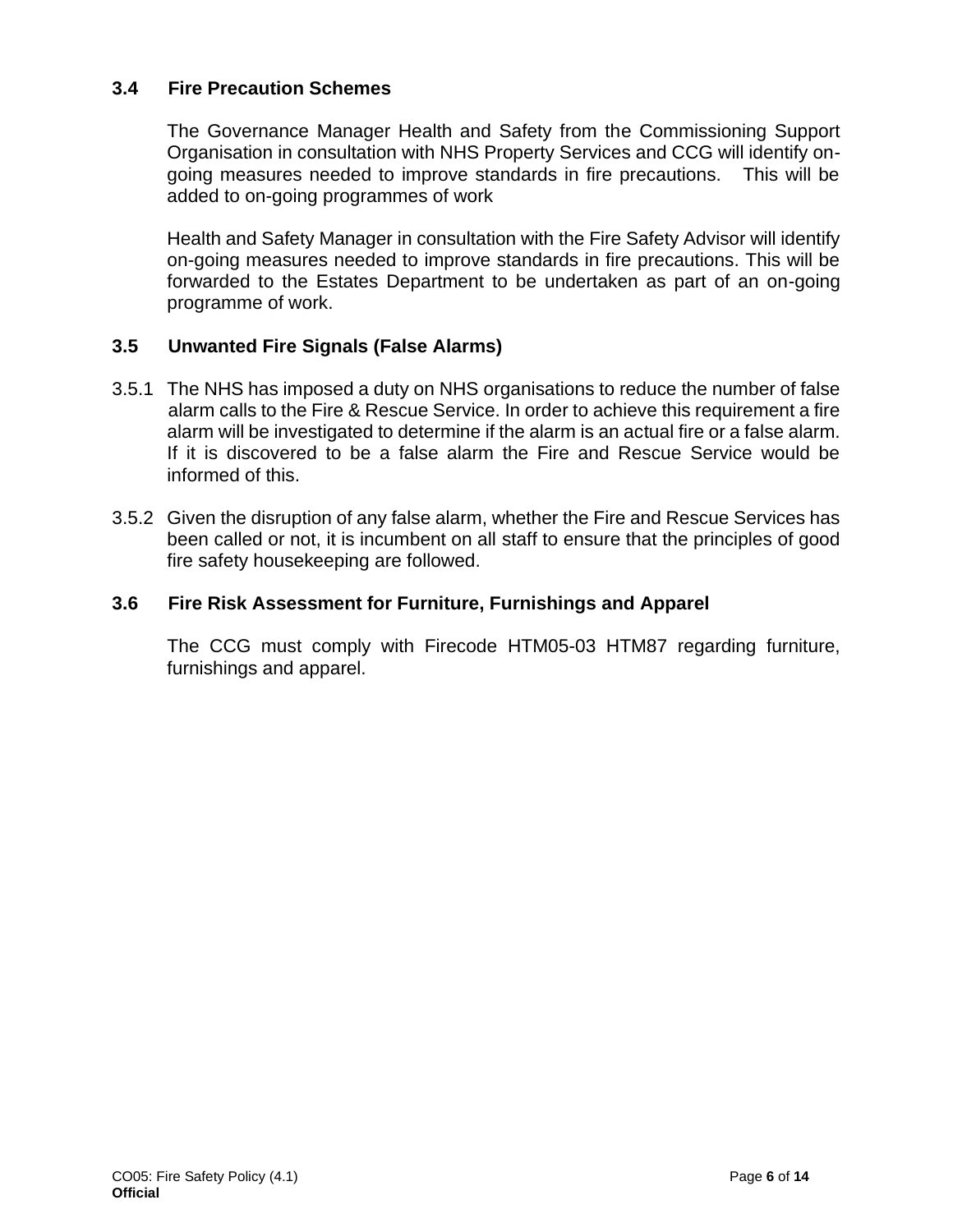### 3.4 Fire Precaution Schemes

The Governance Manager Health and Safety from the Commissioning Support Organisation in consultation with NHS Property Services and CCG will identify on-going measures needed to improve standards in fire precautions. This will be added to on-going programmes of work

Health and Safety Manager in consultation with the Fire Safety Advisor will identify on-going measures needed to improve standards in fire precautions. This will be forwarded to the Estates Department to be undertaken as part of an on-going programme of work.

### 3.5 Unwanted Fire Signals (False Alarms)

3.5.1 The NHS has imposed a duty on NHS organisations to reduce the number of false alarm calls to the Fire & Rescue Service. In order to achieve this requirement a fire alarm will be investigated to determine if the alarm is an actual fire or a false alarm. If it is discovered to be a false alarm the Fire and Rescue Service would be informed of this.

3.5.2 Given the disruption of any false alarm, whether the Fire and Rescue Services has been called or not, it is incumbent on all staff to ensure that the principles of good fire safety housekeeping are followed.

### 3.6 Fire Risk Assessment for Furniture, Furnishings and Apparel

The CCG must comply with Firecode HTM05-03 HTM87 regarding furniture, furnishings and apparel.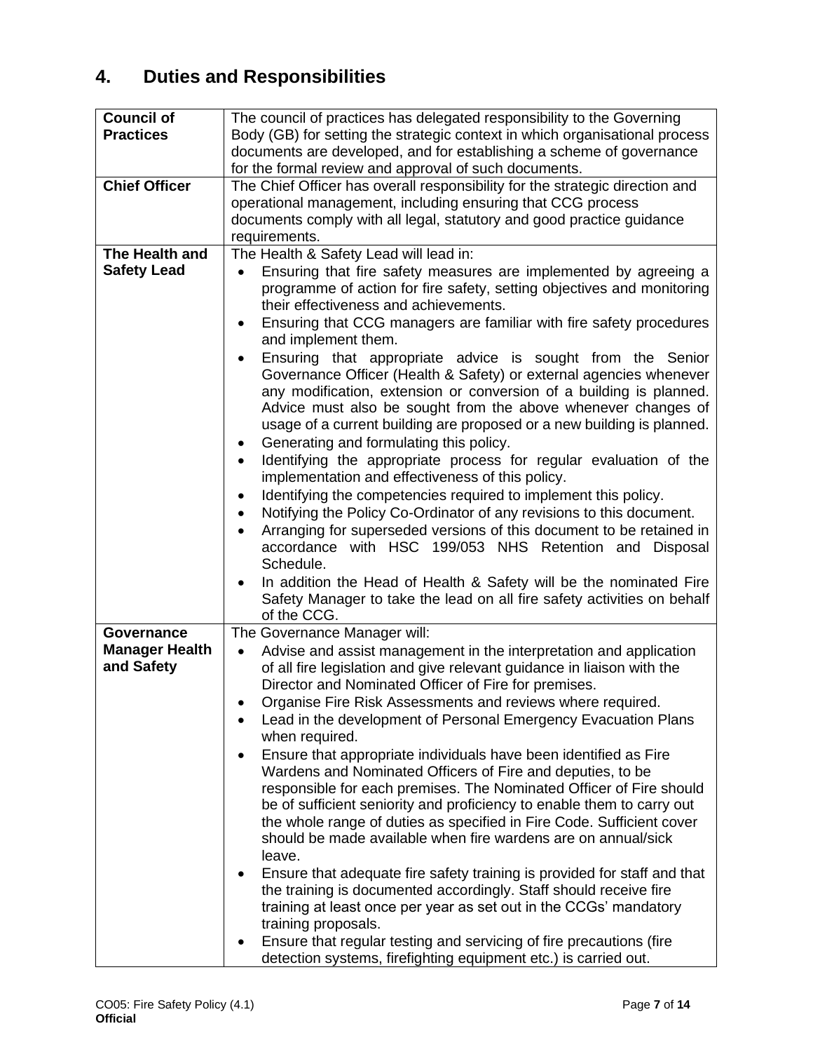## 4. Duties and Responsibilities

| | |
|---|---|
| **Council of Practices** | The council of practices has delegated responsibility to the Governing Body (GB) for setting the strategic context in which organisational process documents are developed, and for establishing a scheme of governance for the formal review and approval of such documents. |
| **Chief Officer** | The Chief Officer has overall responsibility for the strategic direction and operational management, including ensuring that CCG process documents comply with all legal, statutory and good practice guidance requirements. |
| **The Health and Safety Lead** | The Health & Safety Lead will lead in:<br>• Ensuring that fire safety measures are implemented by agreeing a programme of action for fire safety, setting objectives and monitoring their effectiveness and achievements.<br>• Ensuring that CCG managers are familiar with fire safety procedures and implement them.<br>• Ensuring that appropriate advice is sought from the Senior Governance Officer (Health & Safety) or external agencies whenever any modification, extension or conversion of a building is planned. Advice must also be sought from the above whenever changes of usage of a current building are proposed or a new building is planned.<br>• Generating and formulating this policy.<br>• Identifying the appropriate process for regular evaluation of the implementation and effectiveness of this policy.<br>• Identifying the competencies required to implement this policy.<br>• Notifying the Policy Co-Ordinator of any revisions to this document.<br>• Arranging for superseded versions of this document to be retained in accordance with HSC 199/053 NHS Retention and Disposal Schedule.<br>• In addition the Head of Health & Safety will be the nominated Fire Safety Manager to take the lead on all fire safety activities on behalf of the CCG. |
| **Governance Manager Health and Safety** | The Governance Manager will:<br>• Advise and assist management in the interpretation and application of all fire legislation and give relevant guidance in liaison with the Director and Nominated Officer of Fire for premises.<br>• Organise Fire Risk Assessments and reviews where required.<br>• Lead in the development of Personal Emergency Evacuation Plans when required.<br>• Ensure that appropriate individuals have been identified as Fire Wardens and Nominated Officers of Fire and deputies, to be responsible for each premises. The Nominated Officer of Fire should be of sufficient seniority and proficiency to enable them to carry out the whole range of duties as specified in Fire Code. Sufficient cover should be made available when fire wardens are on annual/sick leave.<br>• Ensure that adequate fire safety training is provided for staff and that the training is documented accordingly. Staff should receive fire training at least once per year as set out in the CCGs' mandatory training proposals.<br>• Ensure that regular testing and servicing of fire precautions (fire detection systems, firefighting equipment etc.) is carried out. |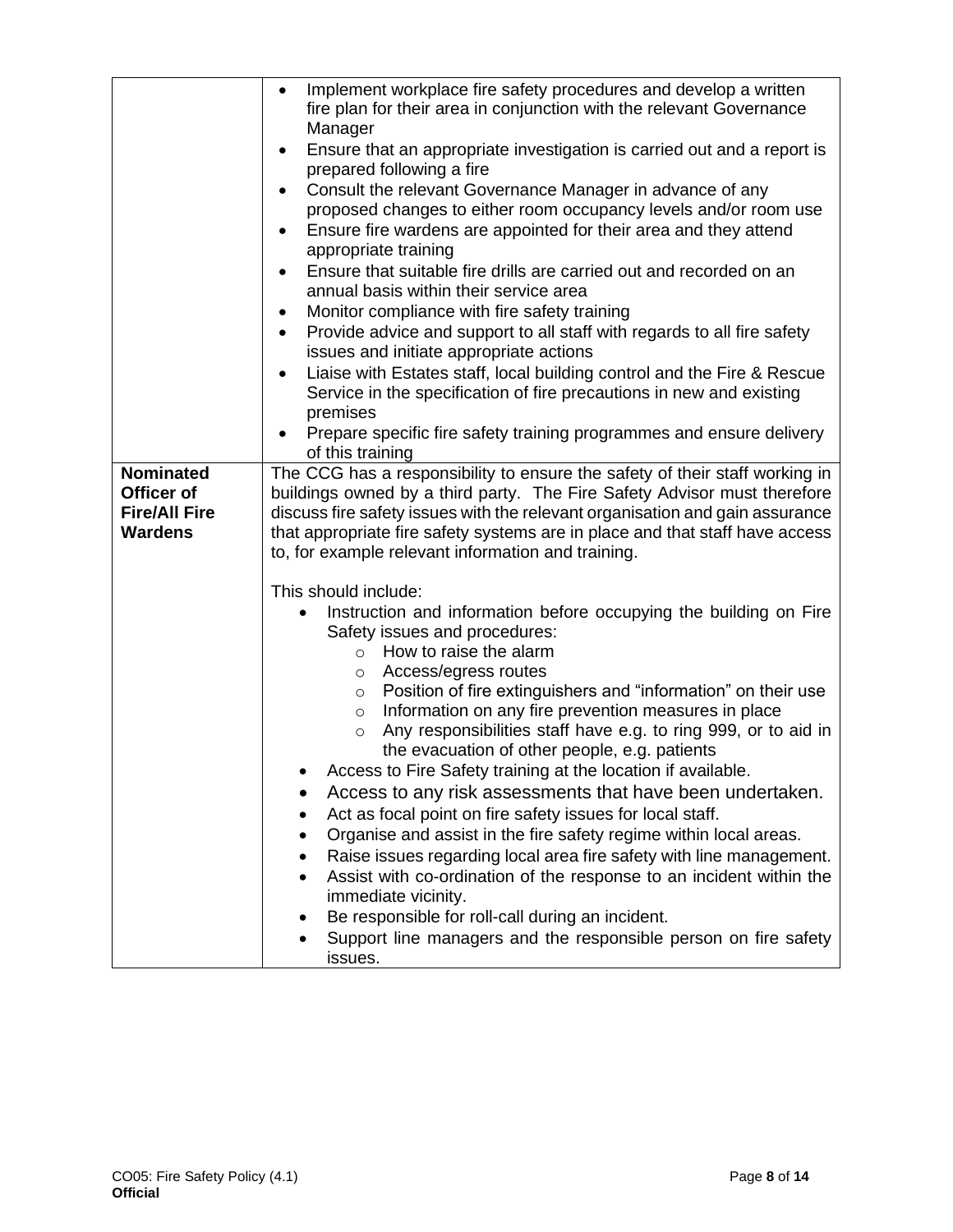| | |
|---|---|
| | • Implement workplace fire safety procedures and develop a written fire plan for their area in conjunction with the relevant Governance Manager<br>• Ensure that an appropriate investigation is carried out and a report is prepared following a fire<br>• Consult the relevant Governance Manager in advance of any proposed changes to either room occupancy levels and/or room use<br>• Ensure fire wardens are appointed for their area and they attend appropriate training<br>• Ensure that suitable fire drills are carried out and recorded on an annual basis within their service area<br>• Monitor compliance with fire safety training<br>• Provide advice and support to all staff with regards to all fire safety issues and initiate appropriate actions<br>• Liaise with Estates staff, local building control and the Fire & Rescue Service in the specification of fire precautions in new and existing premises<br>• Prepare specific fire safety training programmes and ensure delivery of this training |
| **Nominated Officer of Fire/All Fire Wardens** | The CCG has a responsibility to ensure the safety of their staff working in buildings owned by a third party. The Fire Safety Advisor must therefore discuss fire safety issues with the relevant organisation and gain assurance that appropriate fire safety systems are in place and that staff have access to, for example relevant information and training.<br><br>This should include:<br>• Instruction and information before occupying the building on Fire Safety issues and procedures:<br>&nbsp;&nbsp;&nbsp;&nbsp;○ How to raise the alarm<br>&nbsp;&nbsp;&nbsp;&nbsp;○ Access/egress routes<br>&nbsp;&nbsp;&nbsp;&nbsp;○ Position of fire extinguishers and "information" on their use<br>&nbsp;&nbsp;&nbsp;&nbsp;○ Information on any fire prevention measures in place<br>&nbsp;&nbsp;&nbsp;&nbsp;○ Any responsibilities staff have e.g. to ring 999, or to aid in the evacuation of other people, e.g. patients<br>• Access to Fire Safety training at the location if available.<br>• Access to any risk assessments that have been undertaken.<br>• Act as focal point on fire safety issues for local staff.<br>• Organise and assist in the fire safety regime within local areas.<br>• Raise issues regarding local area fire safety with line management.<br>• Assist with co-ordination of the response to an incident within the immediate vicinity.<br>• Be responsible for roll-call during an incident.<br>• Support line managers and the responsible person on fire safety issues. |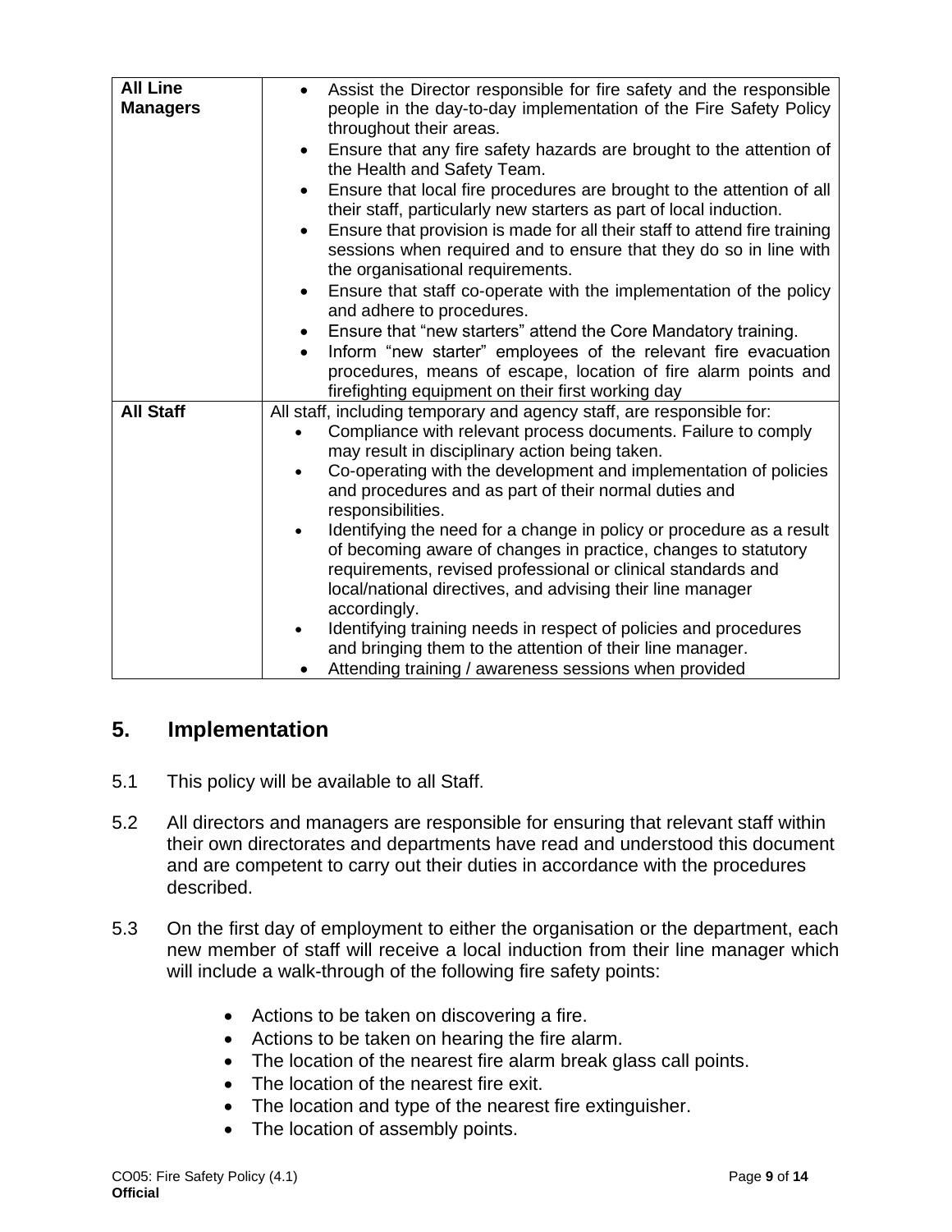| | |
|---|---|
| **All Line Managers** | • Assist the Director responsible for fire safety and the responsible people in the day-to-day implementation of the Fire Safety Policy throughout their areas.<br>• Ensure that any fire safety hazards are brought to the attention of the Health and Safety Team.<br>• Ensure that local fire procedures are brought to the attention of all their staff, particularly new starters as part of local induction.<br>• Ensure that provision is made for all their staff to attend fire training sessions when required and to ensure that they do so in line with the organisational requirements.<br>• Ensure that staff co-operate with the implementation of the policy and adhere to procedures.<br>• Ensure that "new starters" attend the Core Mandatory training.<br>• Inform "new starter" employees of the relevant fire evacuation procedures, means of escape, location of fire alarm points and firefighting equipment on their first working day |
| **All Staff** | All staff, including temporary and agency staff, are responsible for:<br>• Compliance with relevant process documents. Failure to comply may result in disciplinary action being taken.<br>• Co-operating with the development and implementation of policies and procedures and as part of their normal duties and responsibilities.<br>• Identifying the need for a change in policy or procedure as a result of becoming aware of changes in practice, changes to statutory requirements, revised professional or clinical standards and local/national directives, and advising their line manager accordingly.<br>• Identifying training needs in respect of policies and procedures and bringing them to the attention of their line manager.<br>• Attending training / awareness sessions when provided |

## 5. Implementation

5.1 This policy will be available to all Staff.

5.2 All directors and managers are responsible for ensuring that relevant staff within their own directorates and departments have read and understood this document and are competent to carry out their duties in accordance with the procedures described.

5.3 On the first day of employment to either the organisation or the department, each new member of staff will receive a local induction from their line manager which will include a walk-through of the following fire safety points:

- Actions to be taken on discovering a fire.
- Actions to be taken on hearing the fire alarm.
- The location of the nearest fire alarm break glass call points.
- The location of the nearest fire exit.
- The location and type of the nearest fire extinguisher.
- The location of assembly points.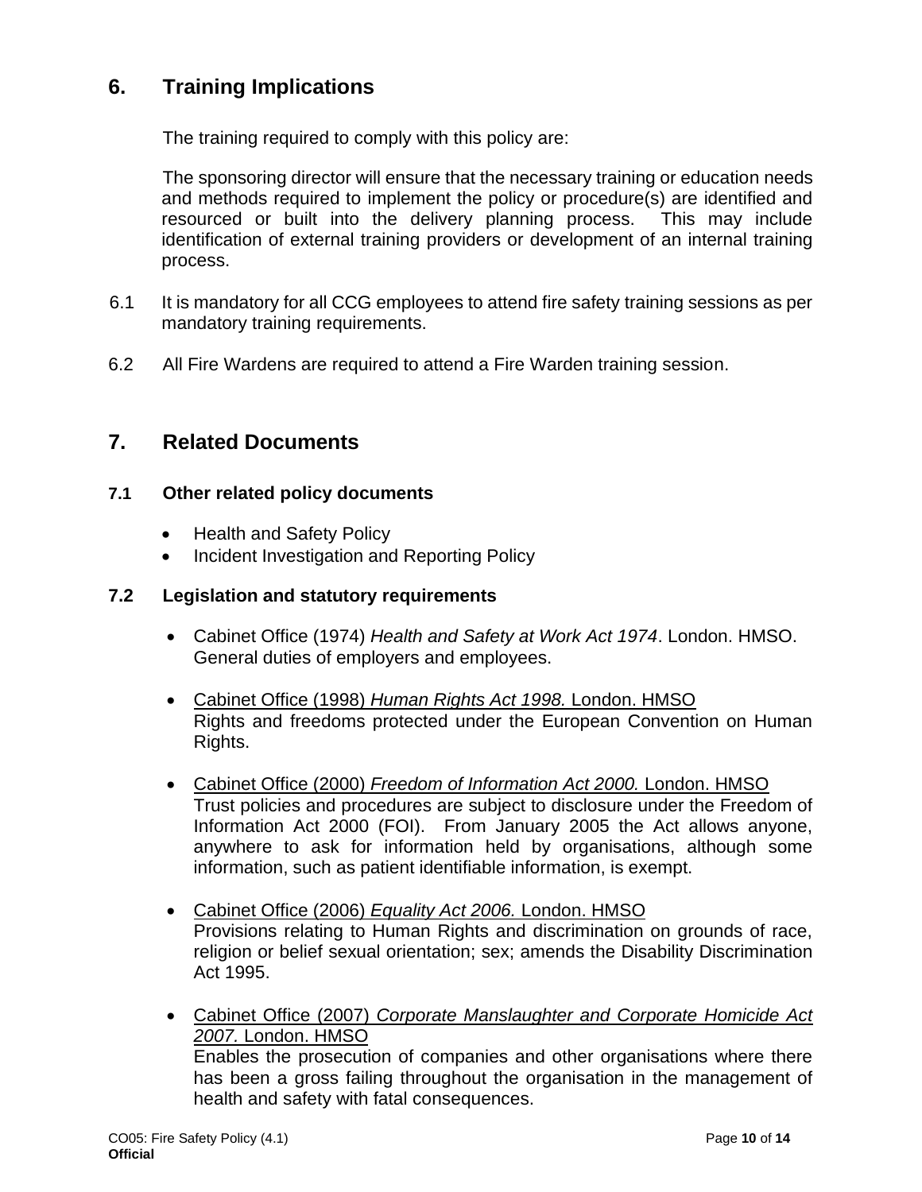## 6. Training Implications

The training required to comply with this policy are:

The sponsoring director will ensure that the necessary training or education needs and methods required to implement the policy or procedure(s) are identified and resourced or built into the delivery planning process. This may include identification of external training providers or development of an internal training process.

6.1 It is mandatory for all CCG employees to attend fire safety training sessions as per mandatory training requirements.

6.2 All Fire Wardens are required to attend a Fire Warden training session.

## 7. Related Documents

### 7.1 Other related policy documents

- Health and Safety Policy
- Incident Investigation and Reporting Policy

### 7.2 Legislation and statutory requirements

- Cabinet Office (1974) *Health and Safety at Work Act 1974*. London. HMSO.
  General duties of employers and employees.

- Cabinet Office (1998) *Human Rights Act 1998.* London. HMSO
  Rights and freedoms protected under the European Convention on Human Rights.

- Cabinet Office (2000) *Freedom of Information Act 2000.* London. HMSO
  Trust policies and procedures are subject to disclosure under the Freedom of Information Act 2000 (FOI). From January 2005 the Act allows anyone, anywhere to ask for information held by organisations, although some information, such as patient identifiable information, is exempt.

- Cabinet Office (2006) *Equality Act 2006.* London. HMSO
  Provisions relating to Human Rights and discrimination on grounds of race, religion or belief sexual orientation; sex; amends the Disability Discrimination Act 1995.

- Cabinet Office (2007) *Corporate Manslaughter and Corporate Homicide Act 2007.* London. HMSO
  Enables the prosecution of companies and other organisations where there has been a gross failing throughout the organisation in the management of health and safety with fatal consequences.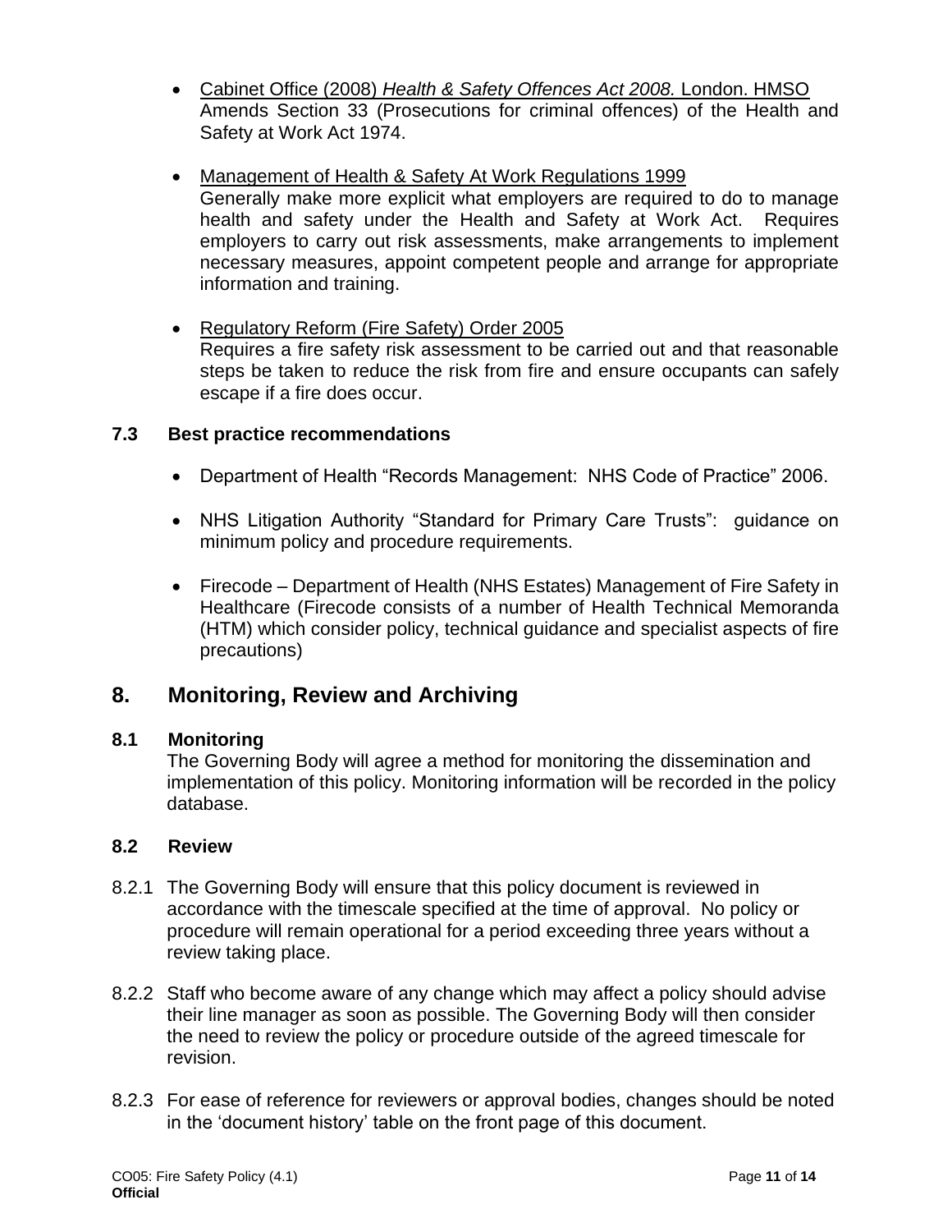- Cabinet Office (2008) *Health & Safety Offences Act 2008.* London. HMSO
  Amends Section 33 (Prosecutions for criminal offences) of the Health and Safety at Work Act 1974.

- Management of Health & Safety At Work Regulations 1999
  Generally make more explicit what employers are required to do to manage health and safety under the Health and Safety at Work Act. Requires employers to carry out risk assessments, make arrangements to implement necessary measures, appoint competent people and arrange for appropriate information and training.

- Regulatory Reform (Fire Safety) Order 2005
  Requires a fire safety risk assessment to be carried out and that reasonable steps be taken to reduce the risk from fire and ensure occupants can safely escape if a fire does occur.

### 7.3 Best practice recommendations

- Department of Health "Records Management: NHS Code of Practice" 2006.

- NHS Litigation Authority "Standard for Primary Care Trusts": guidance on minimum policy and procedure requirements.

- Firecode – Department of Health (NHS Estates) Management of Fire Safety in Healthcare (Firecode consists of a number of Health Technical Memoranda (HTM) which consider policy, technical guidance and specialist aspects of fire precautions)

## 8. Monitoring, Review and Archiving

### 8.1 Monitoring

The Governing Body will agree a method for monitoring the dissemination and implementation of this policy. Monitoring information will be recorded in the policy database.

### 8.2 Review

8.2.1 The Governing Body will ensure that this policy document is reviewed in accordance with the timescale specified at the time of approval. No policy or procedure will remain operational for a period exceeding three years without a review taking place.

8.2.2 Staff who become aware of any change which may affect a policy should advise their line manager as soon as possible. The Governing Body will then consider the need to review the policy or procedure outside of the agreed timescale for revision.

8.2.3 For ease of reference for reviewers or approval bodies, changes should be noted in the 'document history' table on the front page of this document.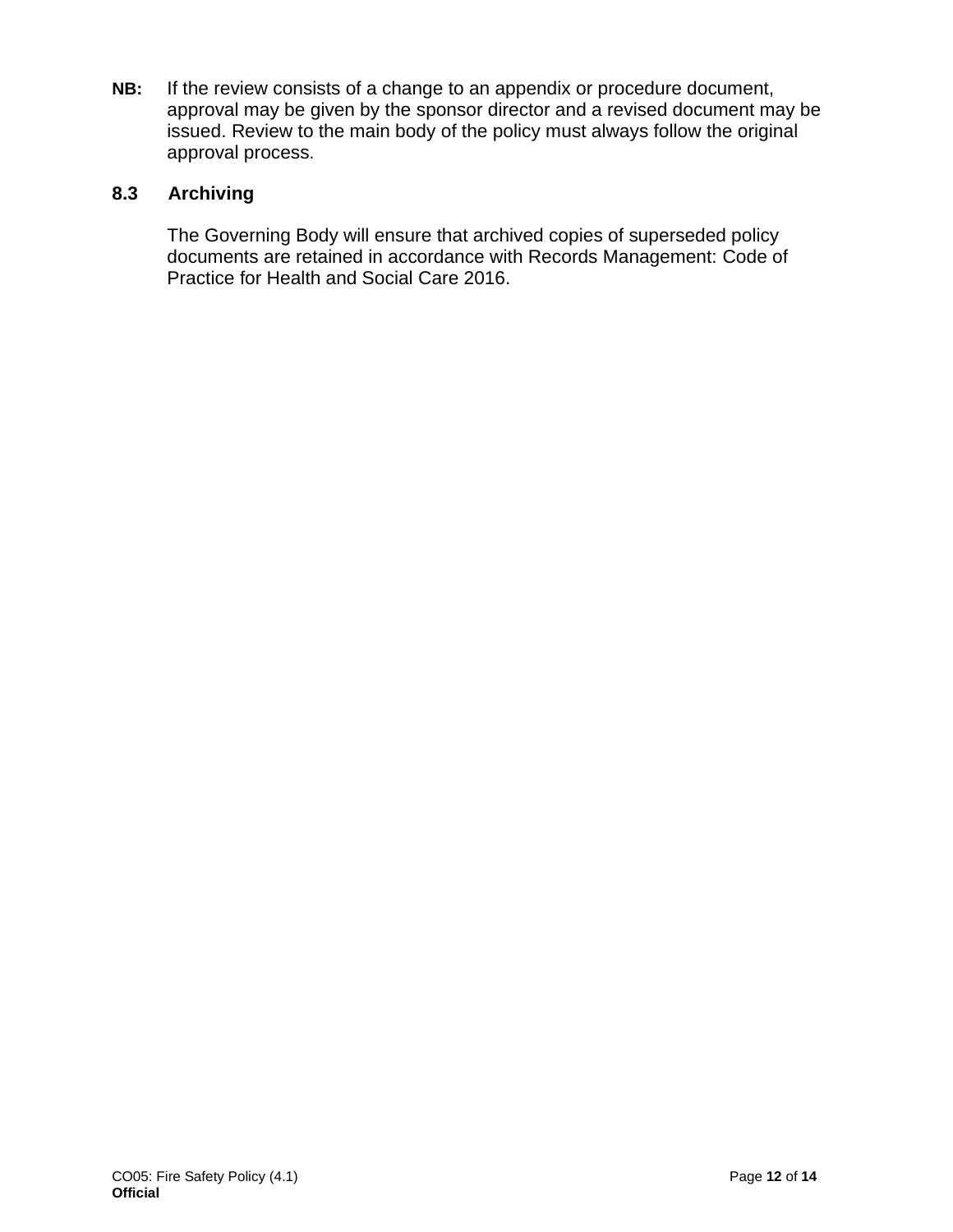**NB:** If the review consists of a change to an appendix or procedure document, approval may be given by the sponsor director and a revised document may be issued. Review to the main body of the policy must always follow the original approval process.

### 8.3 Archiving

The Governing Body will ensure that archived copies of superseded policy documents are retained in accordance with Records Management: Code of Practice for Health and Social Care 2016.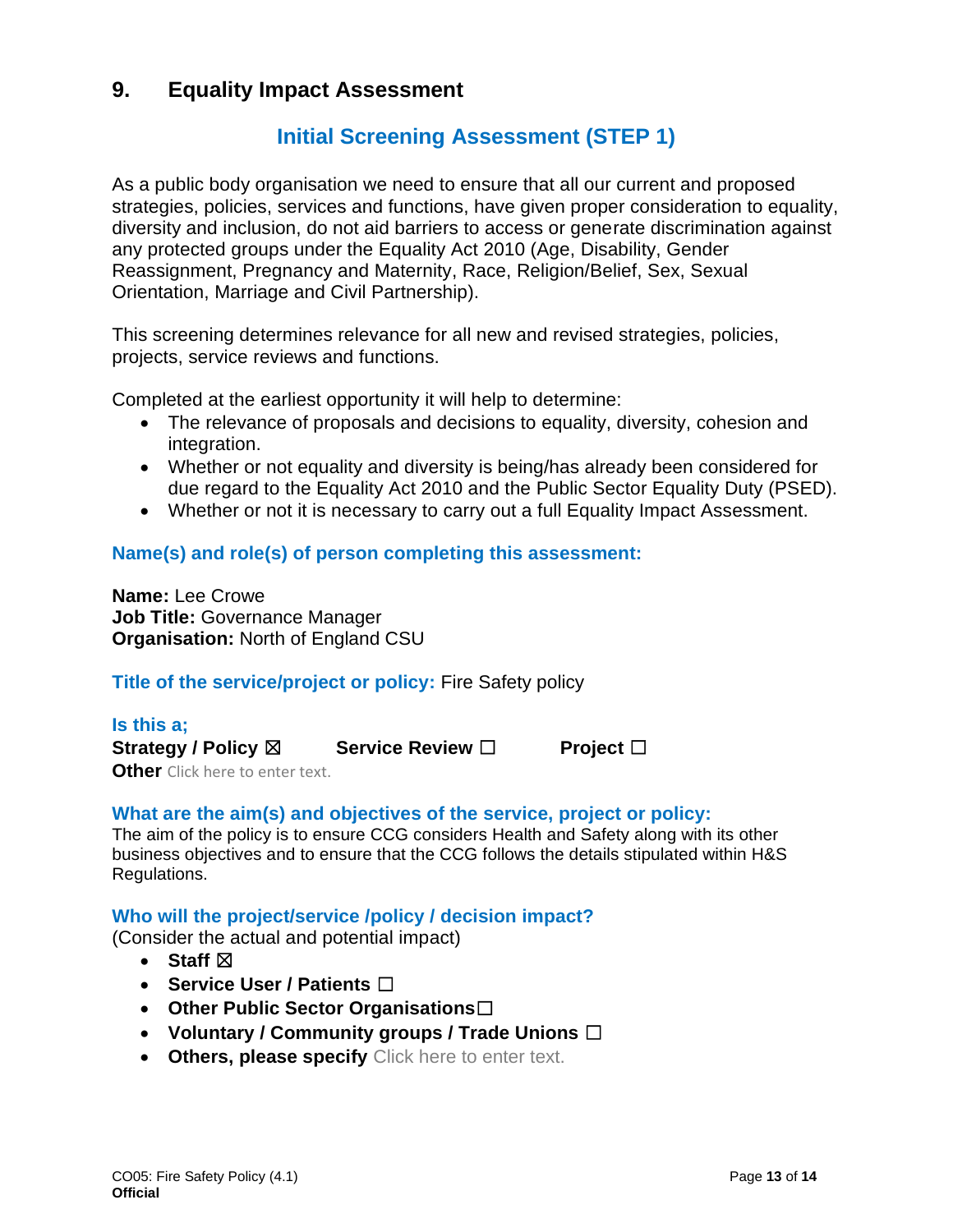## 9. Equality Impact Assessment

### Initial Screening Assessment (STEP 1)

As a public body organisation we need to ensure that all our current and proposed strategies, policies, services and functions, have given proper consideration to equality, diversity and inclusion, do not aid barriers to access or generate discrimination against any protected groups under the Equality Act 2010 (Age, Disability, Gender Reassignment, Pregnancy and Maternity, Race, Religion/Belief, Sex, Sexual Orientation, Marriage and Civil Partnership).

This screening determines relevance for all new and revised strategies, policies, projects, service reviews and functions.

Completed at the earliest opportunity it will help to determine:

- The relevance of proposals and decisions to equality, diversity, cohesion and integration.
- Whether or not equality and diversity is being/has already been considered for due regard to the Equality Act 2010 and the Public Sector Equality Duty (PSED).
- Whether or not it is necessary to carry out a full Equality Impact Assessment.

**Name(s) and role(s) of person completing this assessment:**

**Name:** Lee Crowe
**Job Title:** Governance Manager
**Organisation:** North of England CSU

**Title of the service/project or policy:** Fire Safety policy

**Is this a;**
**Strategy / Policy** ☒ **Service Review** ☐ **Project** ☐
**Other** Click here to enter text.

**What are the aim(s) and objectives of the service, project or policy:**
The aim of the policy is to ensure CCG considers Health and Safety along with its other business objectives and to ensure that the CCG follows the details stipulated within H&S Regulations.

**Who will the project/service /policy / decision impact?**
(Consider the actual and potential impact)

- **Staff** ☒
- **Service User / Patients** ☐
- **Other Public Sector Organisations** ☐
- **Voluntary / Community groups / Trade Unions** ☐
- **Others, please specify** Click here to enter text.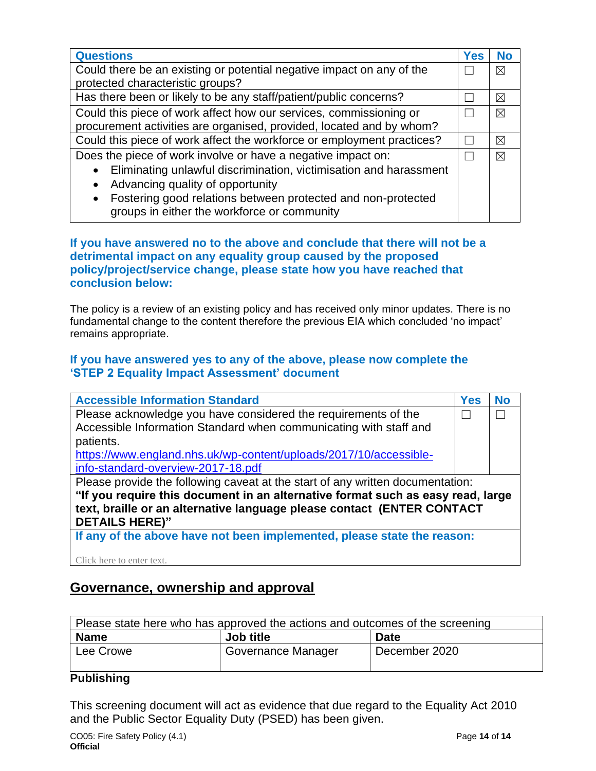| Questions | Yes | No |
|---|---|---|
| Could there be an existing or potential negative impact on any of the protected characteristic groups? | ☐ | ☒ |
| Has there been or likely to be any staff/patient/public concerns? | ☐ | ☒ |
| Could this piece of work affect how our services, commissioning or procurement activities are organised, provided, located and by whom? | ☐ | ☒ |
| Could this piece of work affect the workforce or employment practices? | ☐ | ☒ |
| Does the piece of work involve or have a negative impact on:<br>• Eliminating unlawful discrimination, victimisation and harassment<br>• Advancing quality of opportunity<br>• Fostering good relations between protected and non-protected groups in either the workforce or community | ☐ | ☒ |

**If you have answered no to the above and conclude that there will not be a detrimental impact on any equality group caused by the proposed policy/project/service change, please state how you have reached that conclusion below:**

The policy is a review of an existing policy and has received only minor updates. There is no fundamental change to the content therefore the previous EIA which concluded 'no impact' remains appropriate.

**If you have answered yes to any of the above, please now complete the 'STEP 2 Equality Impact Assessment' document**

| Accessible Information Standard | Yes | No |
|---|---|---|
| Please acknowledge you have considered the requirements of the Accessible Information Standard when communicating with staff and patients.<br>https://www.england.nhs.uk/wp-content/uploads/2017/10/accessible-info-standard-overview-2017-18.pdf | ☐ | ☐ |
| Please provide the following caveat at the start of any written documentation:<br>**"If you require this document in an alternative format such as easy read, large text, braille or an alternative language please contact (ENTER CONTACT DETAILS HERE)"** | | |
| **If any of the above have not been implemented, please state the reason:**<br><br>Click here to enter text. | | |

## Governance, ownership and approval

| Please state here who has approved the actions and outcomes of the screening | | |
|---|---|---|
| **Name** | **Job title** | **Date** |
| Lee Crowe | Governance Manager | December 2020 |

**Publishing**

This screening document will act as evidence that due regard to the Equality Act 2010 and the Public Sector Equality Duty (PSED) has been given.